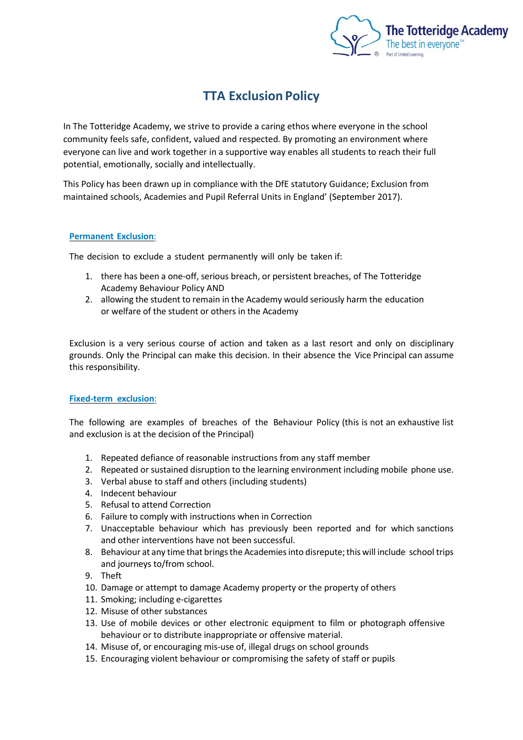# TTA Exclusion Policy

In The Totteridge Academy, we strive to provide a caring ethos where everyone in the school community feels safe, confident, valued and respected. By promoting an environment where everyone can live and work together in a supportive way enables all students to reach their full potential, emotionally, socially and intellectually.

This Policy has been drawn up in compliance with the DfE statutory Guidance; Exclusion from maintained schools, Academies and Pupil Referral Units in England' (September 2017).

## Permanent Exclusion:

The decision to exclude a student permanently will only be taken if:

1. there has been a one-off, serious breach, or persistent breaches, of The Totteridge Academy Behaviour Policy AND
2. allowing the student to remain in the Academy would seriously harm the education or welfare of the student or others in the Academy

Exclusion is a very serious course of action and taken as a last resort and only on disciplinary grounds. Only the Principal can make this decision. In their absence the Vice Principal can assume this responsibility.

## Fixed-term exclusion:

The following are examples of breaches of the Behaviour Policy (this is not an exhaustive list and exclusion is at the decision of the Principal)

1. Repeated defiance of reasonable instructions from any staff member
2. Repeated or sustained disruption to the learning environment including mobile phone use.
3. Verbal abuse to staff and others (including students)
4. Indecent behaviour
5. Refusal to attend Correction
6. Failure to comply with instructions when in Correction
7. Unacceptable behaviour which has previously been reported and for which sanctions and other interventions have not been successful.
8. Behaviour at any time that brings the Academies into disrepute; this will include school trips and journeys to/from school.
9. Theft
10. Damage or attempt to damage Academy property or the property of others
11. Smoking; including e-cigarettes
12. Misuse of other substances
13. Use of mobile devices or other electronic equipment to film or photograph offensive behaviour or to distribute inappropriate or offensive material.
14. Misuse of, or encouraging mis-use of, illegal drugs on school grounds
15. Encouraging violent behaviour or compromising the safety of staff or pupils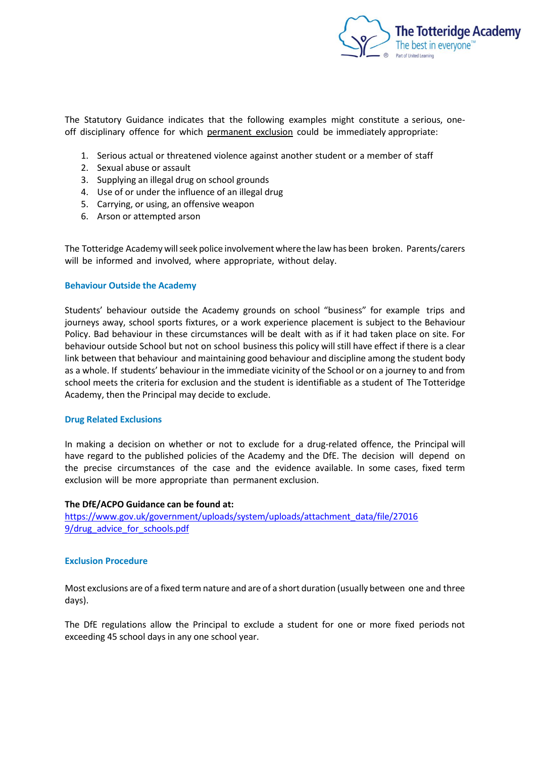The Statutory Guidance indicates that the following examples might constitute a serious, one-off disciplinary offence for which permanent exclusion could be immediately appropriate:

1. Serious actual or threatened violence against another student or a member of staff
2. Sexual abuse or assault
3. Supplying an illegal drug on school grounds
4. Use of or under the influence of an illegal drug
5. Carrying, or using, an offensive weapon
6. Arson or attempted arson

The Totteridge Academy will seek police involvement where the law has been broken. Parents/carers will be informed and involved, where appropriate, without delay.

### Behaviour Outside the Academy

Students' behaviour outside the Academy grounds on school "business" for example trips and journeys away, school sports fixtures, or a work experience placement is subject to the Behaviour Policy. Bad behaviour in these circumstances will be dealt with as if it had taken place on site. For behaviour outside School but not on school business this policy will still have effect if there is a clear link between that behaviour and maintaining good behaviour and discipline among the student body as a whole. If students' behaviour in the immediate vicinity of the School or on a journey to and from school meets the criteria for exclusion and the student is identifiable as a student of The Totteridge Academy, then the Principal may decide to exclude.

### Drug Related Exclusions

In making a decision on whether or not to exclude for a drug-related offence, the Principal will have regard to the published policies of the Academy and the DfE. The decision will depend on the precise circumstances of the case and the evidence available. In some cases, fixed term exclusion will be more appropriate than permanent exclusion.

**The DfE/ACPO Guidance can be found at:**
https://www.gov.uk/government/uploads/system/uploads/attachment_data/file/270169/drug_advice_for_schools.pdf

### Exclusion Procedure

Most exclusions are of a fixed term nature and are of a short duration (usually between one and three days).

The DfE regulations allow the Principal to exclude a student for one or more fixed periods not exceeding 45 school days in any one school year.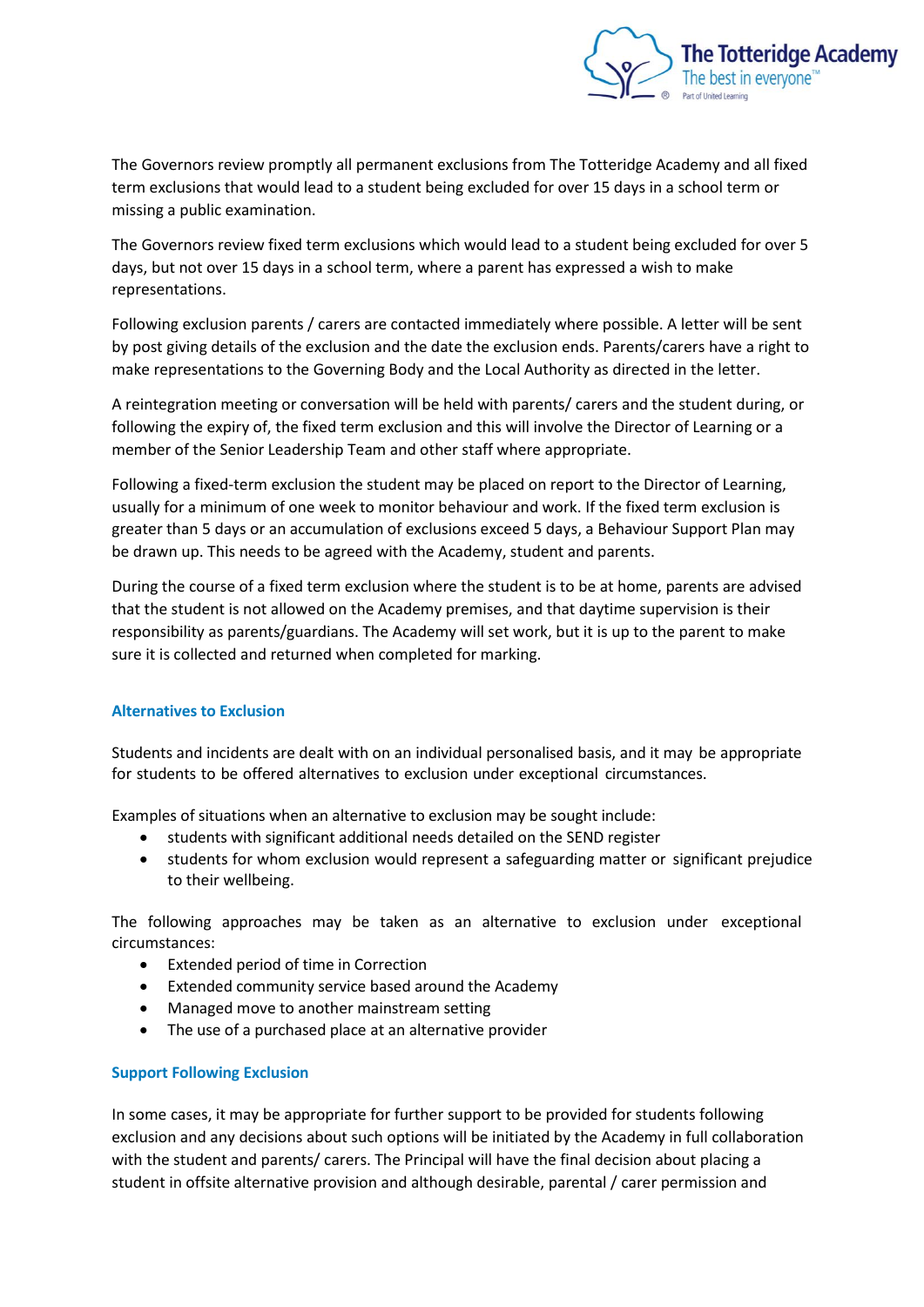The Governors review promptly all permanent exclusions from The Totteridge Academy and all fixed term exclusions that would lead to a student being excluded for over 15 days in a school term or missing a public examination.

The Governors review fixed term exclusions which would lead to a student being excluded for over 5 days, but not over 15 days in a school term, where a parent has expressed a wish to make representations.

Following exclusion parents / carers are contacted immediately where possible. A letter will be sent by post giving details of the exclusion and the date the exclusion ends. Parents/carers have a right to make representations to the Governing Body and the Local Authority as directed in the letter.

A reintegration meeting or conversation will be held with parents/ carers and the student during, or following the expiry of, the fixed term exclusion and this will involve the Director of Learning or a member of the Senior Leadership Team and other staff where appropriate.

Following a fixed-term exclusion the student may be placed on report to the Director of Learning, usually for a minimum of one week to monitor behaviour and work. If the fixed term exclusion is greater than 5 days or an accumulation of exclusions exceed 5 days, a Behaviour Support Plan may be drawn up. This needs to be agreed with the Academy, student and parents.

During the course of a fixed term exclusion where the student is to be at home, parents are advised that the student is not allowed on the Academy premises, and that daytime supervision is their responsibility as parents/guardians. The Academy will set work, but it is up to the parent to make sure it is collected and returned when completed for marking.

### Alternatives to Exclusion

Students and incidents are dealt with on an individual personalised basis, and it may be appropriate for students to be offered alternatives to exclusion under exceptional circumstances.

Examples of situations when an alternative to exclusion may be sought include:

- students with significant additional needs detailed on the SEND register
- students for whom exclusion would represent a safeguarding matter or significant prejudice to their wellbeing.

The following approaches may be taken as an alternative to exclusion under exceptional circumstances:

- Extended period of time in Correction
- Extended community service based around the Academy
- Managed move to another mainstream setting
- The use of a purchased place at an alternative provider

### Support Following Exclusion

In some cases, it may be appropriate for further support to be provided for students following exclusion and any decisions about such options will be initiated by the Academy in full collaboration with the student and parents/ carers. The Principal will have the final decision about placing a student in offsite alternative provision and although desirable, parental / carer permission and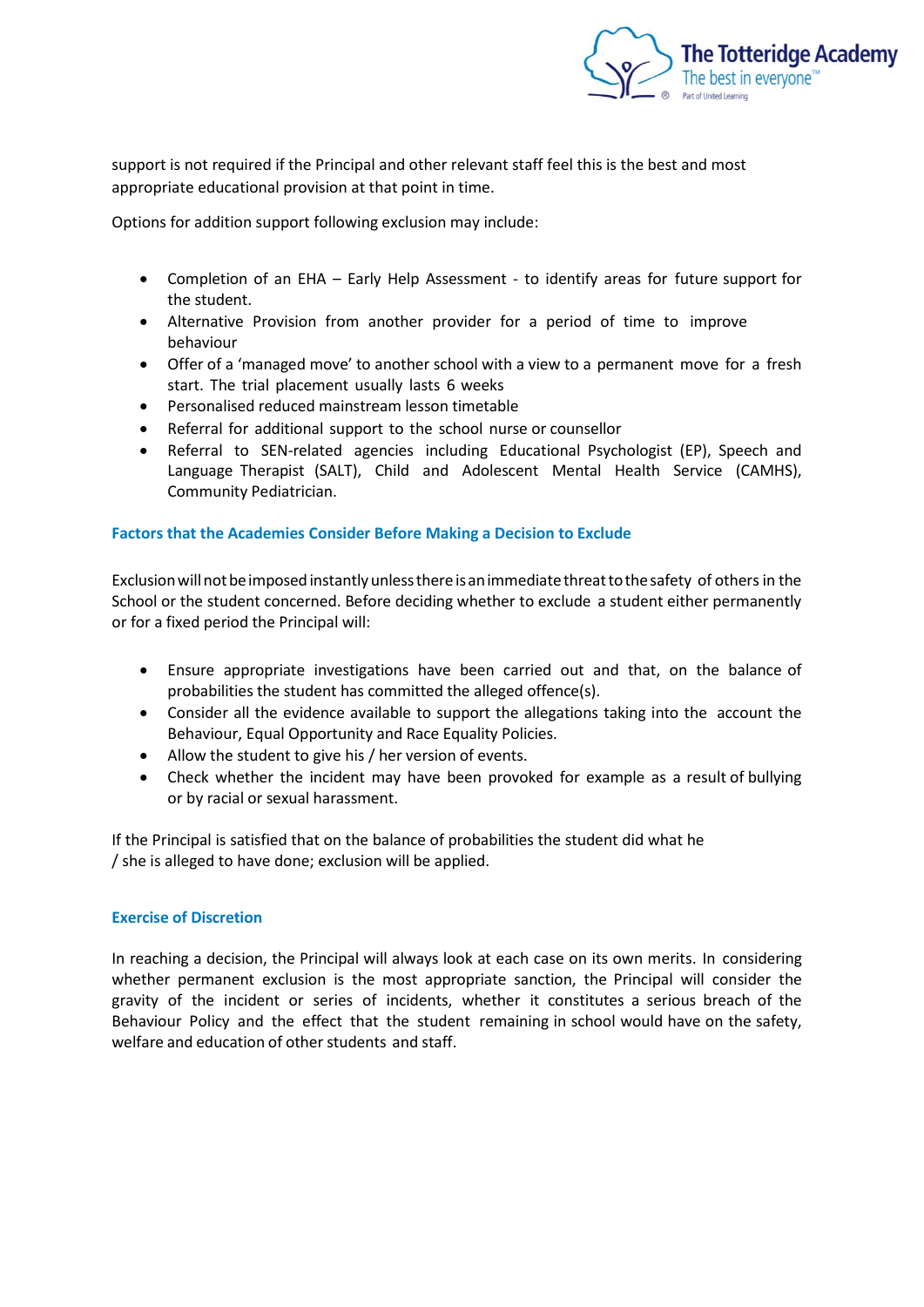support is not required if the Principal and other relevant staff feel this is the best and most appropriate educational provision at that point in time.

Options for addition support following exclusion may include:

- Completion of an EHA – Early Help Assessment - to identify areas for future support for the student.
- Alternative Provision from another provider for a period of time to improve behaviour
- Offer of a 'managed move' to another school with a view to a permanent move for a fresh start. The trial placement usually lasts 6 weeks
- Personalised reduced mainstream lesson timetable
- Referral for additional support to the school nurse or counsellor
- Referral to SEN-related agencies including Educational Psychologist (EP), Speech and Language Therapist (SALT), Child and Adolescent Mental Health Service (CAMHS), Community Pediatrician.

## Factors that the Academies Consider Before Making a Decision to Exclude

Exclusion will not be imposed instantly unless there is an immediate threat to the safety of others in the School or the student concerned. Before deciding whether to exclude a student either permanently or for a fixed period the Principal will:

- Ensure appropriate investigations have been carried out and that, on the balance of probabilities the student has committed the alleged offence(s).
- Consider all the evidence available to support the allegations taking into the account the Behaviour, Equal Opportunity and Race Equality Policies.
- Allow the student to give his / her version of events.
- Check whether the incident may have been provoked for example as a result of bullying or by racial or sexual harassment.

If the Principal is satisfied that on the balance of probabilities the student did what he / she is alleged to have done; exclusion will be applied.

## Exercise of Discretion

In reaching a decision, the Principal will always look at each case on its own merits. In considering whether permanent exclusion is the most appropriate sanction, the Principal will consider the gravity of the incident or series of incidents, whether it constitutes a serious breach of the Behaviour Policy and the effect that the student remaining in school would have on the safety, welfare and education of other students and staff.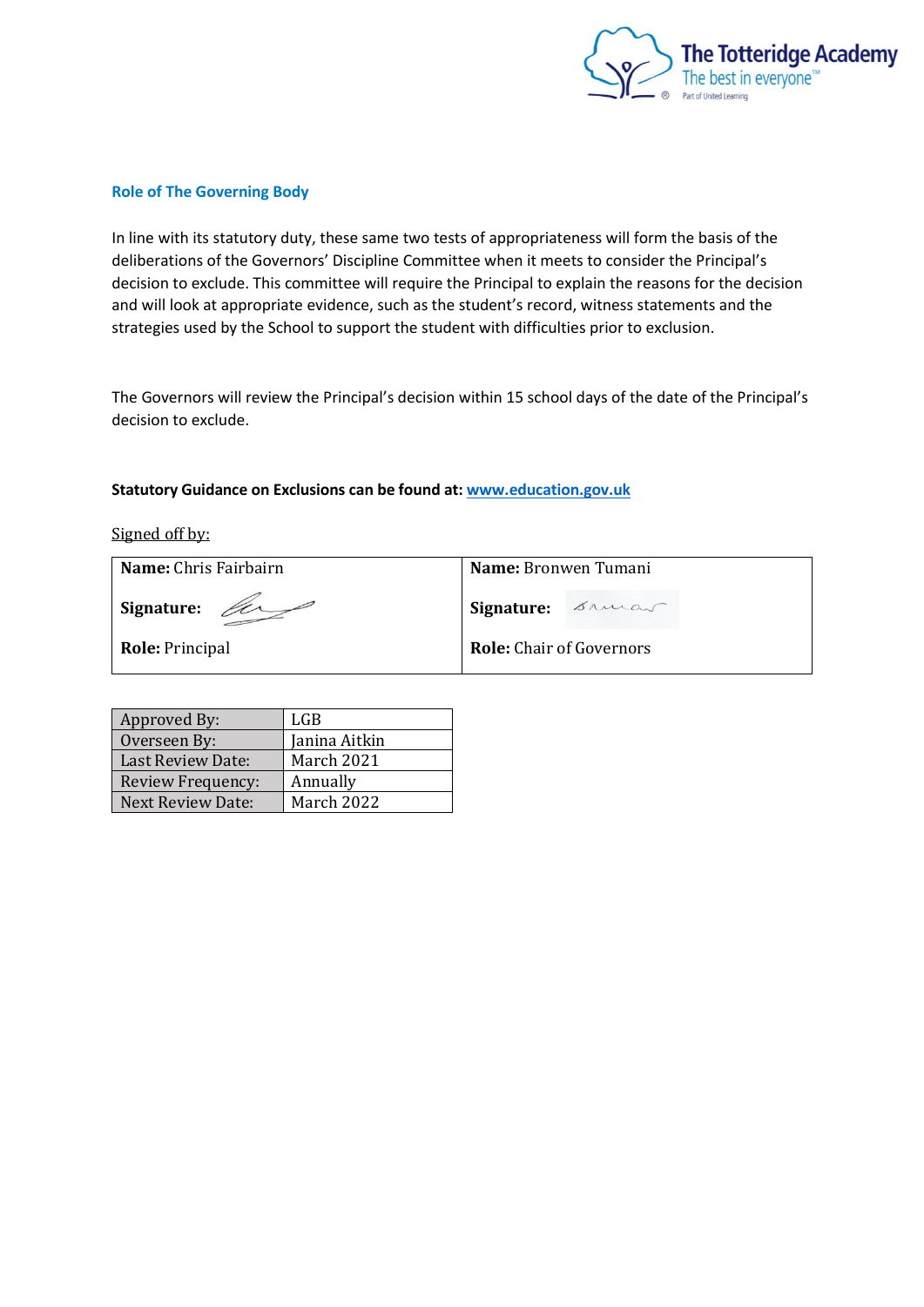### Role of The Governing Body

In line with its statutory duty, these same two tests of appropriateness will form the basis of the deliberations of the Governors' Discipline Committee when it meets to consider the Principal's decision to exclude. This committee will require the Principal to explain the reasons for the decision and will look at appropriate evidence, such as the student's record, witness statements and the strategies used by the School to support the student with difficulties prior to exclusion.

The Governors will review the Principal's decision within 15 school days of the date of the Principal's decision to exclude.

**Statutory Guidance on Exclusions can be found at: [www.education.gov.uk](www.education.gov.uk)**

Signed off by:

| | |
|---|---|
| **Name:** Chris Fairbairn | **Name:** Bronwen Tumani |
| **Signature:** | **Signature:** |
| **Role:** Principal | **Role:** Chair of Governors |

| | |
|---|---|
| Approved By: | LGB |
| Overseen By: | Janina Aitkin |
| Last Review Date: | March 2021 |
| Review Frequency: | Annually |
| Next Review Date: | March 2022 |